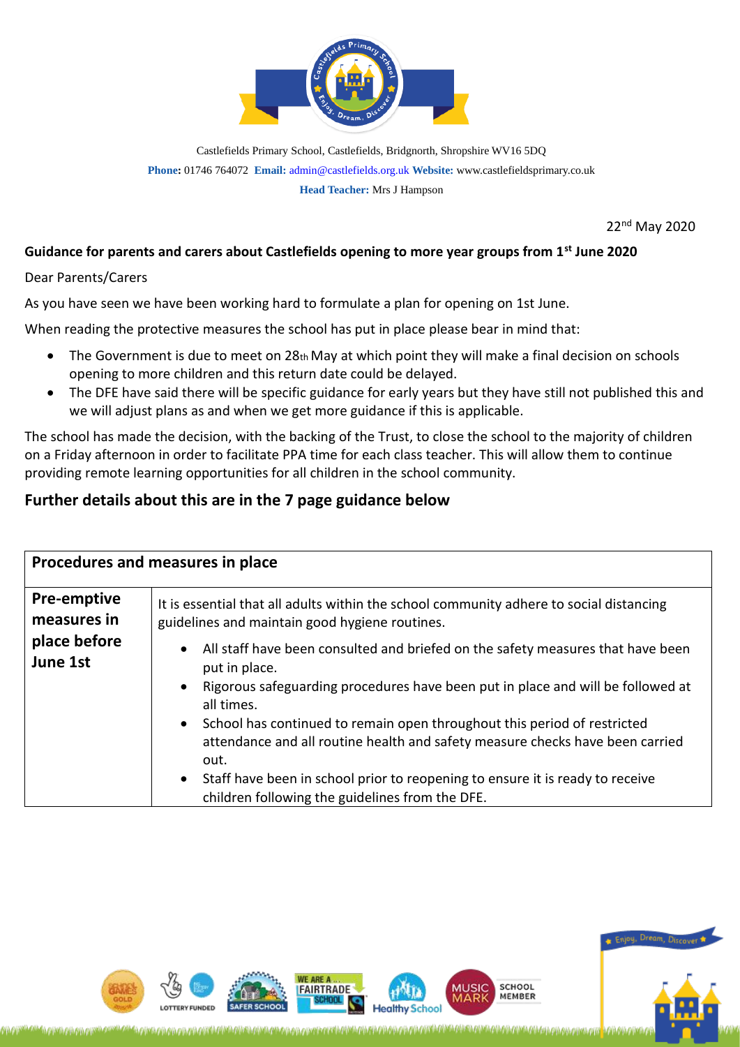Castlefields Primary School, Castlefields, Bridgnorth, Shropshire WV16 5DQ

**Phone:** 01746 764072 **Email:** admin@castlefields.org.uk **Website:** www.castlefieldsprimary.co.uk

**Head Teacher:** Mrs J Hampson

22nd May 2020

**Guidance for parents and carers about Castlefields opening to more year groups from 1st June 2020**

Dear Parents/Carers

As you have seen we have been working hard to formulate a plan for opening on 1st June.

When reading the protective measures the school has put in place please bear in mind that:

- The Government is due to meet on 28th May at which point they will make a final decision on schools opening to more children and this return date could be delayed.
- The DFE have said there will be specific guidance for early years but they have still not published this and we will adjust plans as and when we get more guidance if this is applicable.

The school has made the decision, with the backing of the Trust, to close the school to the majority of children on a Friday afternoon in order to facilitate PPA time for each class teacher. This will allow them to continue providing remote learning opportunities for all children in the school community.

## Further details about this are in the 7 page guidance below

| Procedures and measures in place | |
|---|---|
| **Pre-emptive measures in place before June 1st** | It is essential that all adults within the school community adhere to social distancing guidelines and maintain good hygiene routines.<br>• All staff have been consulted and briefed on the safety measures that have been put in place.<br>• Rigorous safeguarding procedures have been put in place and will be followed at all times.<br>• School has continued to remain open throughout this period of restricted attendance and all routine health and safety measure checks have been carried out.<br>• Staff have been in school prior to reopening to ensure it is ready to receive children following the guidelines from the DFE. |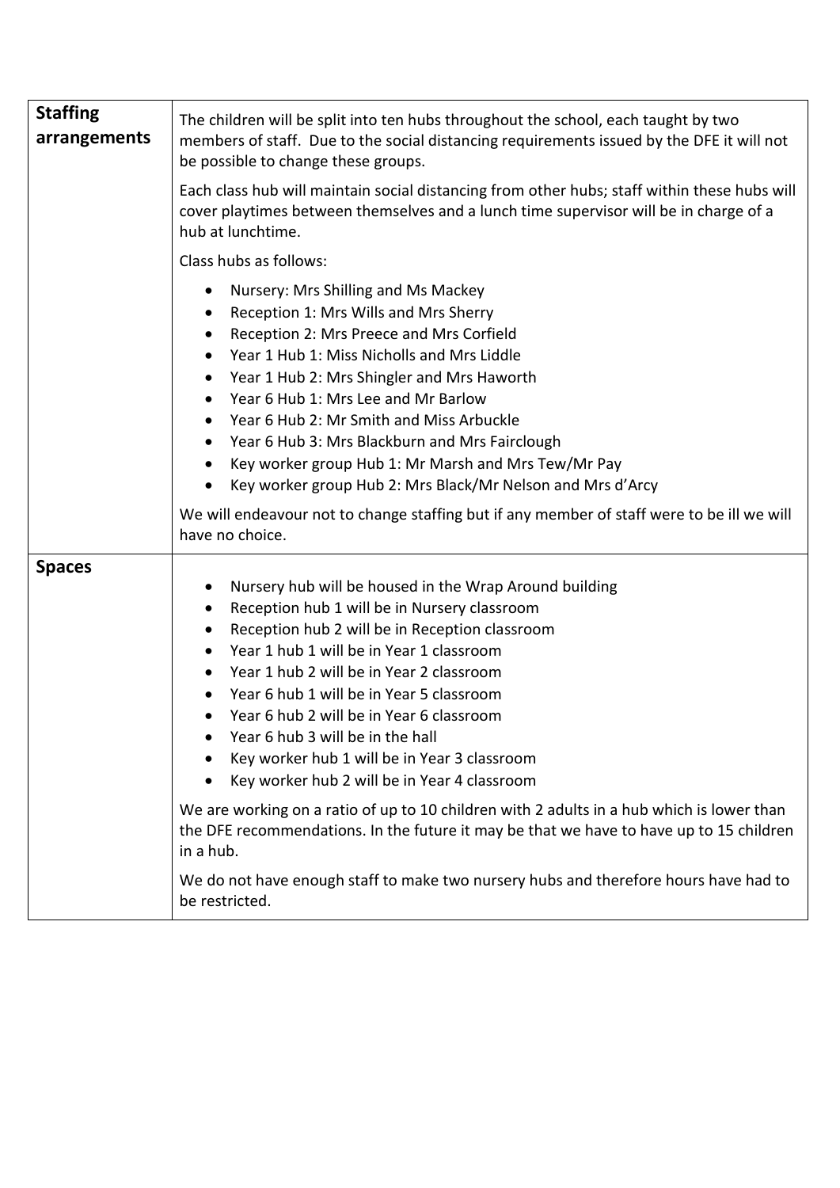| **Staffing arrangements** | The children will be split into ten hubs throughout the school, each taught by two members of staff. Due to the social distancing requirements issued by the DFE it will not be possible to change these groups.<br><br>Each class hub will maintain social distancing from other hubs; staff within these hubs will cover playtimes between themselves and a lunch time supervisor will be in charge of a hub at lunchtime.<br><br>Class hubs as follows:<br><br>• Nursery: Mrs Shilling and Ms Mackey<br>• Reception 1: Mrs Wills and Mrs Sherry<br>• Reception 2: Mrs Preece and Mrs Corfield<br>• Year 1 Hub 1: Miss Nicholls and Mrs Liddle<br>• Year 1 Hub 2: Mrs Shingler and Mrs Haworth<br>• Year 6 Hub 1: Mrs Lee and Mr Barlow<br>• Year 6 Hub 2: Mr Smith and Miss Arbuckle<br>• Year 6 Hub 3: Mrs Blackburn and Mrs Fairclough<br>• Key worker group Hub 1: Mr Marsh and Mrs Tew/Mr Pay<br>• Key worker group Hub 2: Mrs Black/Mr Nelson and Mrs d'Arcy<br><br>We will endeavour not to change staffing but if any member of staff were to be ill we will have no choice. |
|---|---|
| **Spaces** | • Nursery hub will be housed in the Wrap Around building<br>• Reception hub 1 will be in Nursery classroom<br>• Reception hub 2 will be in Reception classroom<br>• Year 1 hub 1 will be in Year 1 classroom<br>• Year 1 hub 2 will be in Year 2 classroom<br>• Year 6 hub 1 will be in Year 5 classroom<br>• Year 6 hub 2 will be in Year 6 classroom<br>• Year 6 hub 3 will be in the hall<br>• Key worker hub 1 will be in Year 3 classroom<br>• Key worker hub 2 will be in Year 4 classroom<br><br>We are working on a ratio of up to 10 children with 2 adults in a hub which is lower than the DFE recommendations. In the future it may be that we have to have up to 15 children in a hub.<br><br>We do not have enough staff to make two nursery hubs and therefore hours have had to be restricted. |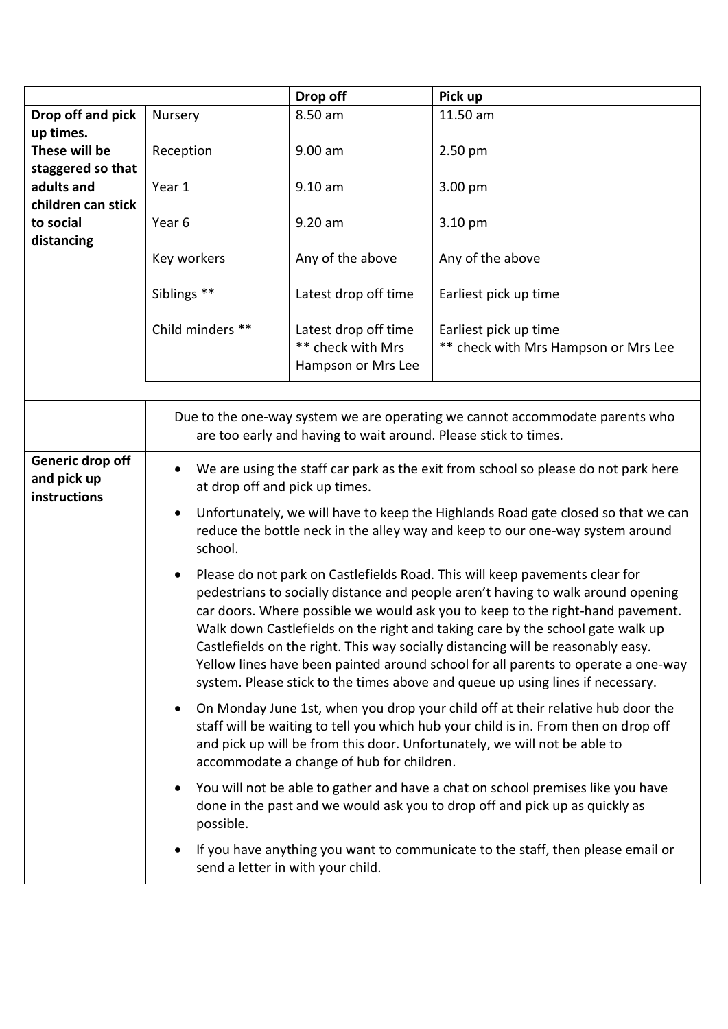| | | Drop off | Pick up |
|---|---|---|---|
| **Drop off and pick up times. These will be staggered so that adults and children can stick to social distancing** | Nursery | 8.50 am | 11.50 am |
| | Reception | 9.00 am | 2.50 pm |
| | Year 1 | 9.10 am | 3.00 pm |
| | Year 6 | 9.20 am | 3.10 pm |
| | Key workers | Any of the above | Any of the above |
| | Siblings ** | Latest drop off time | Earliest pick up time |
| | Child minders ** | Latest drop off time ** check with Mrs Hampson or Mrs Lee | Earliest pick up time ** check with Mrs Hampson or Mrs Lee |
| | Due to the one-way system we are operating we cannot accommodate parents who are too early and having to wait around. Please stick to times. | | |
| **Generic drop off and pick up instructions** | <ul><li>We are using the staff car park as the exit from school so please do not park here at drop off and pick up times.</li><li>Unfortunately, we will have to keep the Highlands Road gate closed so that we can reduce the bottle neck in the alley way and keep to our one-way system around school.</li><li>Please do not park on Castlefields Road. This will keep pavements clear for pedestrians to socially distance and people aren't having to walk around opening car doors. Where possible we would ask you to keep to the right-hand pavement. Walk down Castlefields on the right and taking care by the school gate walk up Castlefields on the right. This way socially distancing will be reasonably easy. Yellow lines have been painted around school for all parents to operate a one-way system. Please stick to the times above and queue up using lines if necessary.</li><li>On Monday June 1st, when you drop your child off at their relative hub door the staff will be waiting to tell you which hub your child is in. From then on drop off and pick up will be from this door. Unfortunately, we will not be able to accommodate a change of hub for children.</li><li>You will not be able to gather and have a chat on school premises like you have done in the past and we would ask you to drop off and pick up as quickly as possible.</li><li>If you have anything you want to communicate to the staff, then please email or send a letter in with your child.</li></ul> | | |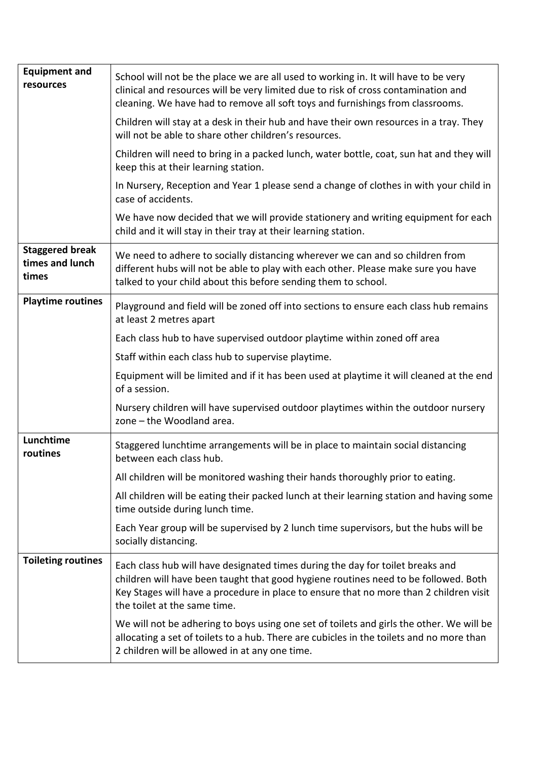| | |
|---|---|
| **Equipment and resources** | School will not be the place we are all used to working in. It will have to be very clinical and resources will be very limited due to risk of cross contamination and cleaning. We have had to remove all soft toys and furnishings from classrooms.<br><br>Children will stay at a desk in their hub and have their own resources in a tray. They will not be able to share other children's resources.<br><br>Children will need to bring in a packed lunch, water bottle, coat, sun hat and they will keep this at their learning station.<br><br>In Nursery, Reception and Year 1 please send a change of clothes in with your child in case of accidents.<br><br>We have now decided that we will provide stationery and writing equipment for each child and it will stay in their tray at their learning station. |
| **Staggered break times and lunch times** | We need to adhere to socially distancing wherever we can and so children from different hubs will not be able to play with each other. Please make sure you have talked to your child about this before sending them to school. |
| **Playtime routines** | Playground and field will be zoned off into sections to ensure each class hub remains at least 2 metres apart<br><br>Each class hub to have supervised outdoor playtime within zoned off area<br><br>Staff within each class hub to supervise playtime.<br><br>Equipment will be limited and if it has been used at playtime it will cleaned at the end of a session.<br><br>Nursery children will have supervised outdoor playtimes within the outdoor nursery zone – the Woodland area. |
| **Lunchtime routines** | Staggered lunchtime arrangements will be in place to maintain social distancing between each class hub.<br><br>All children will be monitored washing their hands thoroughly prior to eating.<br><br>All children will be eating their packed lunch at their learning station and having some time outside during lunch time.<br><br>Each Year group will be supervised by 2 lunch time supervisors, but the hubs will be socially distancing. |
| **Toileting routines** | Each class hub will have designated times during the day for toilet breaks and children will have been taught that good hygiene routines need to be followed. Both Key Stages will have a procedure in place to ensure that no more than 2 children visit the toilet at the same time.<br><br>We will not be adhering to boys using one set of toilets and girls the other. We will be allocating a set of toilets to a hub. There are cubicles in the toilets and no more than 2 children will be allowed in at any one time. |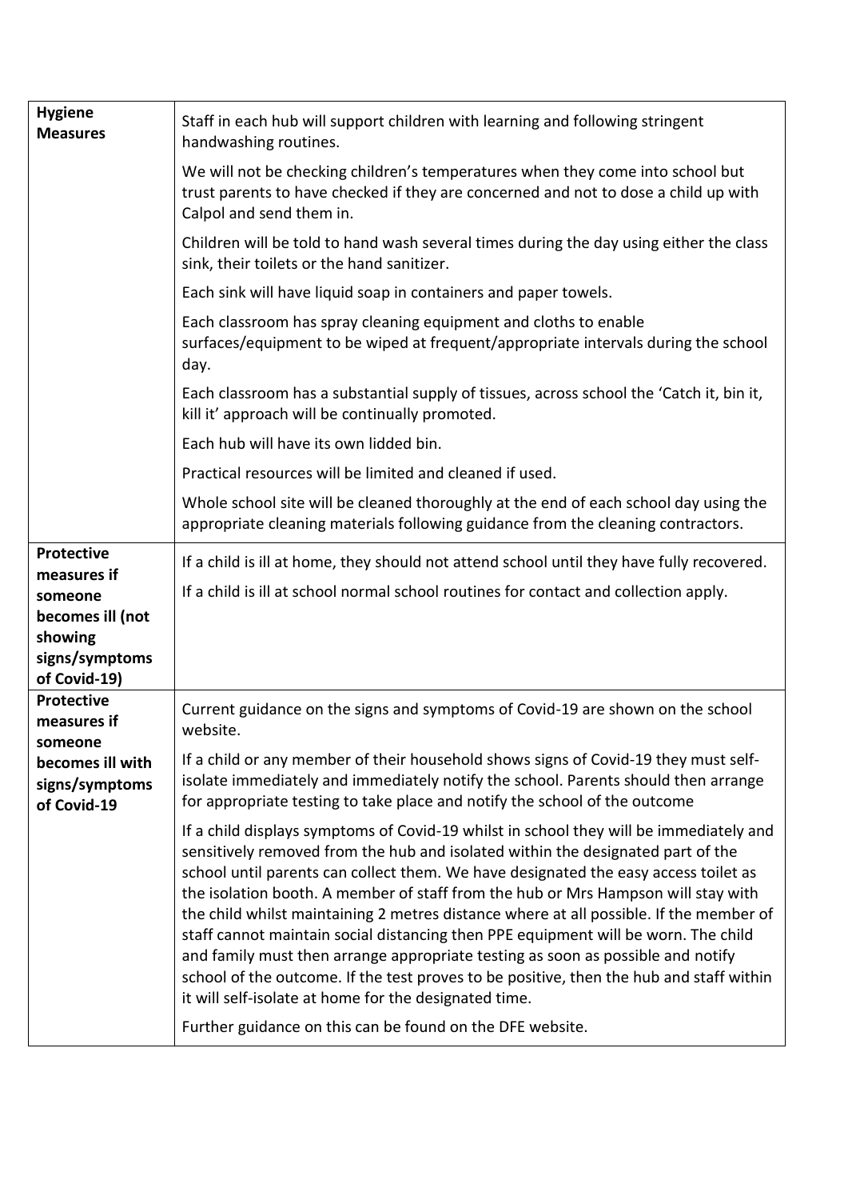| **Hygiene Measures** | Staff in each hub will support children with learning and following stringent handwashing routines.<br><br>We will not be checking children's temperatures when they come into school but trust parents to have checked if they are concerned and not to dose a child up with Calpol and send them in.<br><br>Children will be told to hand wash several times during the day using either the class sink, their toilets or the hand sanitizer.<br><br>Each sink will have liquid soap in containers and paper towels.<br><br>Each classroom has spray cleaning equipment and cloths to enable surfaces/equipment to be wiped at frequent/appropriate intervals during the school day.<br><br>Each classroom has a substantial supply of tissues, across school the 'Catch it, bin it, kill it' approach will be continually promoted.<br><br>Each hub will have its own lidded bin.<br><br>Practical resources will be limited and cleaned if used.<br><br>Whole school site will be cleaned thoroughly at the end of each school day using the appropriate cleaning materials following guidance from the cleaning contractors. |
|---|---|
| **Protective measures if someone becomes ill (not showing signs/symptoms of Covid-19)** | If a child is ill at home, they should not attend school until they have fully recovered.<br><br>If a child is ill at school normal school routines for contact and collection apply. |
| **Protective measures if someone becomes ill with signs/symptoms of Covid-19** | Current guidance on the signs and symptoms of Covid-19 are shown on the school website.<br><br>If a child or any member of their household shows signs of Covid-19 they must self-isolate immediately and immediately notify the school. Parents should then arrange for appropriate testing to take place and notify the school of the outcome<br><br>If a child displays symptoms of Covid-19 whilst in school they will be immediately and sensitively removed from the hub and isolated within the designated part of the school until parents can collect them. We have designated the easy access toilet as the isolation booth. A member of staff from the hub or Mrs Hampson will stay with the child whilst maintaining 2 metres distance where at all possible. If the member of staff cannot maintain social distancing then PPE equipment will be worn. The child and family must then arrange appropriate testing as soon as possible and notify school of the outcome. If the test proves to be positive, then the hub and staff within it will self-isolate at home for the designated time.<br><br>Further guidance on this can be found on the DFE website. |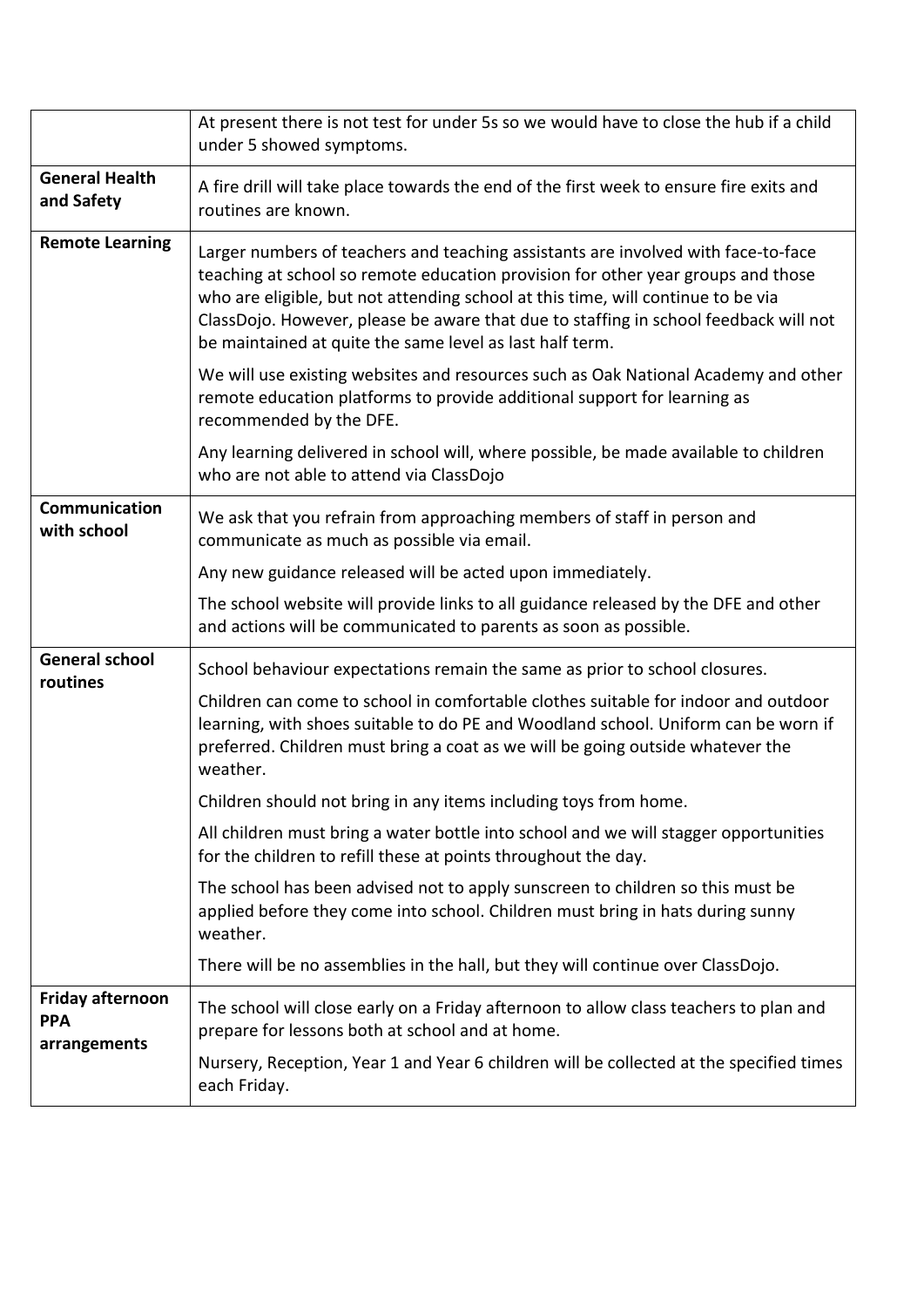| | |
|---|---|
| | At present there is not test for under 5s so we would have to close the hub if a child under 5 showed symptoms. |
| **General Health and Safety** | A fire drill will take place towards the end of the first week to ensure fire exits and routines are known. |
| **Remote Learning** | Larger numbers of teachers and teaching assistants are involved with face-to-face teaching at school so remote education provision for other year groups and those who are eligible, but not attending school at this time, will continue to be via ClassDojo. However, please be aware that due to staffing in school feedback will not be maintained at quite the same level as last half term.<br><br>We will use existing websites and resources such as Oak National Academy and other remote education platforms to provide additional support for learning as recommended by the DFE.<br><br>Any learning delivered in school will, where possible, be made available to children who are not able to attend via ClassDojo |
| **Communication with school** | We ask that you refrain from approaching members of staff in person and communicate as much as possible via email.<br><br>Any new guidance released will be acted upon immediately.<br><br>The school website will provide links to all guidance released by the DFE and other and actions will be communicated to parents as soon as possible. |
| **General school routines** | School behaviour expectations remain the same as prior to school closures.<br><br>Children can come to school in comfortable clothes suitable for indoor and outdoor learning, with shoes suitable to do PE and Woodland school. Uniform can be worn if preferred. Children must bring a coat as we will be going outside whatever the weather.<br><br>Children should not bring in any items including toys from home.<br><br>All children must bring a water bottle into school and we will stagger opportunities for the children to refill these at points throughout the day.<br><br>The school has been advised not to apply sunscreen to children so this must be applied before they come into school. Children must bring in hats during sunny weather.<br><br>There will be no assemblies in the hall, but they will continue over ClassDojo. |
| **Friday afternoon PPA arrangements** | The school will close early on a Friday afternoon to allow class teachers to plan and prepare for lessons both at school and at home.<br><br>Nursery, Reception, Year 1 and Year 6 children will be collected at the specified times each Friday. |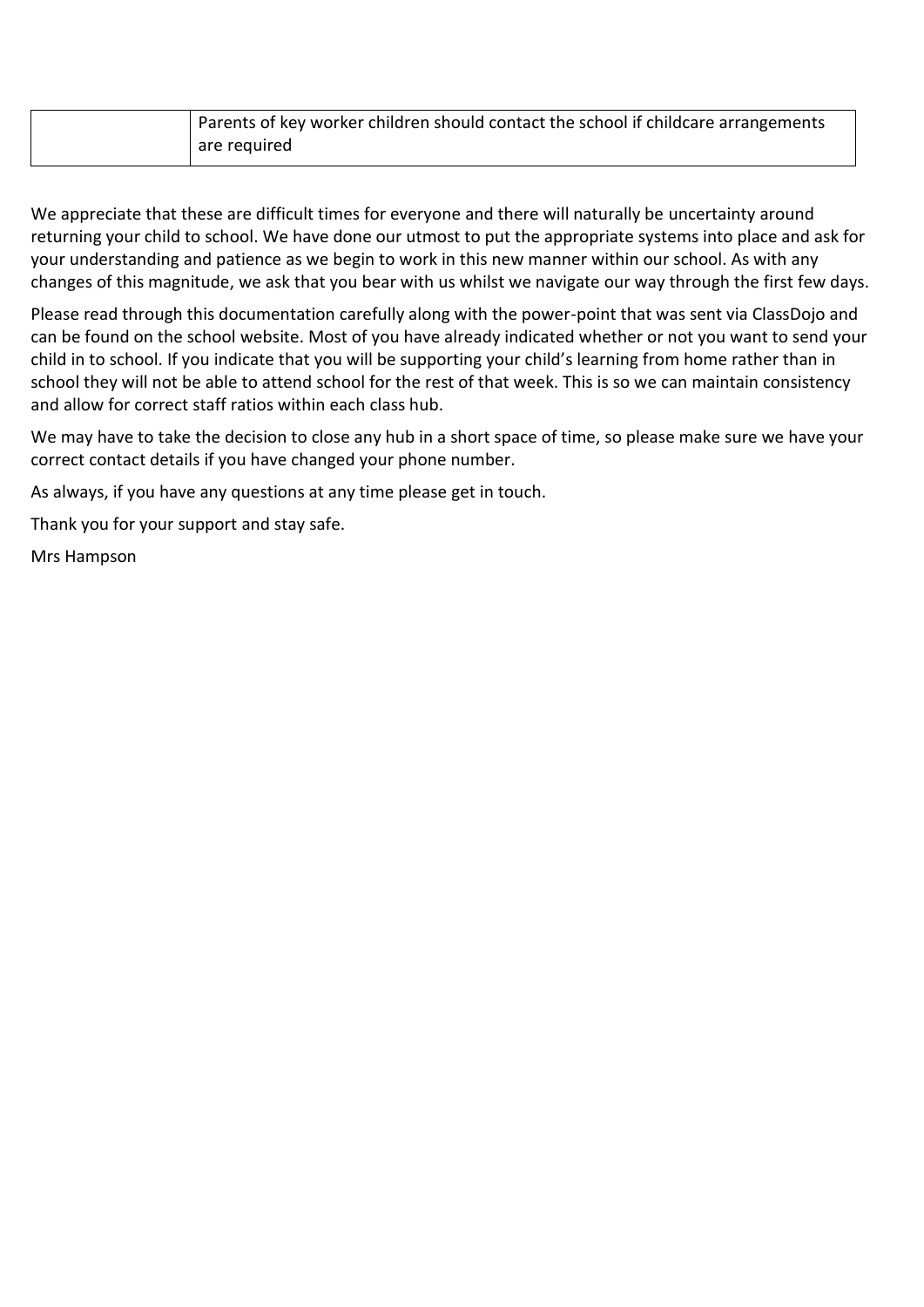| | |
|---|---|
| | Parents of key worker children should contact the school if childcare arrangements are required |

We appreciate that these are difficult times for everyone and there will naturally be uncertainty around returning your child to school. We have done our utmost to put the appropriate systems into place and ask for your understanding and patience as we begin to work in this new manner within our school. As with any changes of this magnitude, we ask that you bear with us whilst we navigate our way through the first few days.

Please read through this documentation carefully along with the power-point that was sent via ClassDojo and can be found on the school website. Most of you have already indicated whether or not you want to send your child in to school. If you indicate that you will be supporting your child's learning from home rather than in school they will not be able to attend school for the rest of that week. This is so we can maintain consistency and allow for correct staff ratios within each class hub.

We may have to take the decision to close any hub in a short space of time, so please make sure we have your correct contact details if you have changed your phone number.

As always, if you have any questions at any time please get in touch.

Thank you for your support and stay safe.

Mrs Hampson